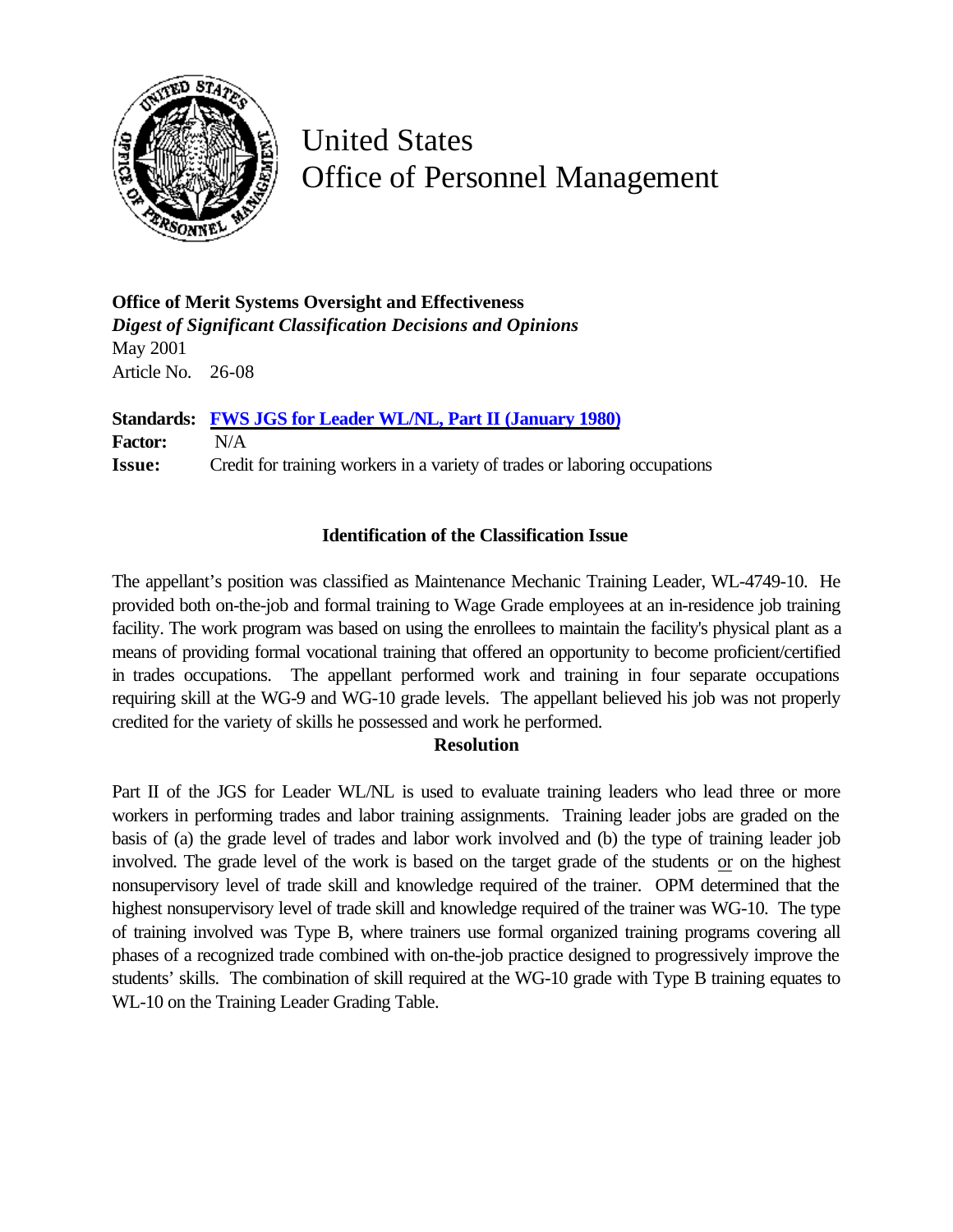# United States
# Office of Personnel Management

**Office of Merit Systems Oversight and Effectiveness**
***Digest of Significant Classification Decisions and Opinions***
May 2001
Article No. 26-08

**Standards:** **FWS JGS for Leader WL/NL, Part II (January 1980)**
**Factor:** N/A
**Issue:** Credit for training workers in a variety of trades or laboring occupations

### Identification of the Classification Issue

The appellant's position was classified as Maintenance Mechanic Training Leader, WL-4749-10. He provided both on-the-job and formal training to Wage Grade employees at an in-residence job training facility. The work program was based on using the enrollees to maintain the facility's physical plant as a means of providing formal vocational training that offered an opportunity to become proficient/certified in trades occupations. The appellant performed work and training in four separate occupations requiring skill at the WG-9 and WG-10 grade levels. The appellant believed his job was not properly credited for the variety of skills he possessed and work he performed.

### Resolution

Part II of the JGS for Leader WL/NL is used to evaluate training leaders who lead three or more workers in performing trades and labor training assignments. Training leader jobs are graded on the basis of (a) the grade level of trades and labor work involved and (b) the type of training leader job involved. The grade level of the work is based on the target grade of the students or on the highest nonsupervisory level of trade skill and knowledge required of the trainer. OPM determined that the highest nonsupervisory level of trade skill and knowledge required of the trainer was WG-10. The type of training involved was Type B, where trainers use formal organized training programs covering all phases of a recognized trade combined with on-the-job practice designed to progressively improve the students' skills. The combination of skill required at the WG-10 grade with Type B training equates to WL-10 on the Training Leader Grading Table.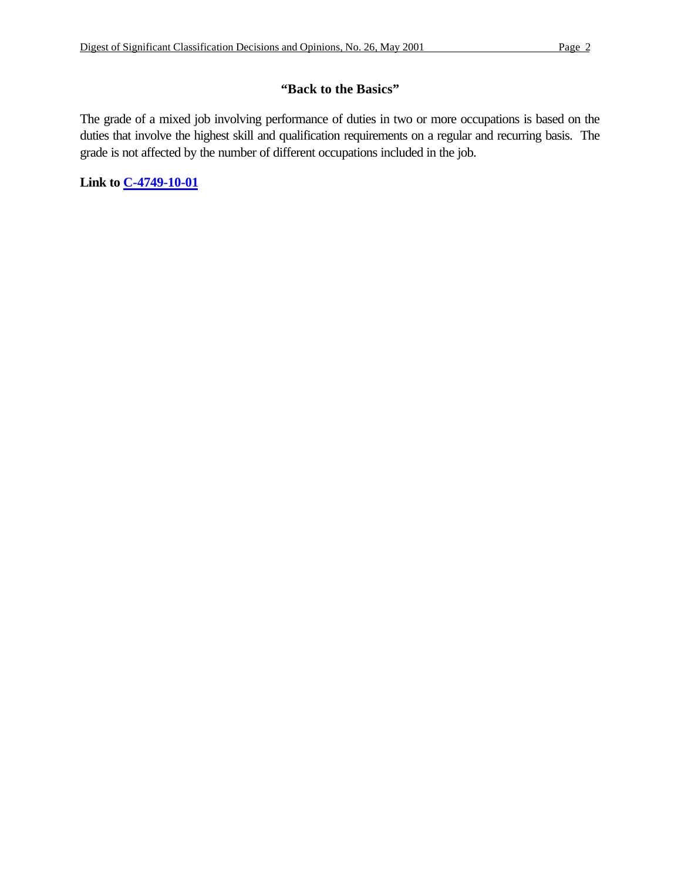## "Back to the Basics"

The grade of a mixed job involving performance of duties in two or more occupations is based on the duties that involve the highest skill and qualification requirements on a regular and recurring basis. The grade is not affected by the number of different occupations included in the job.

**Link to C-4749-10-01**